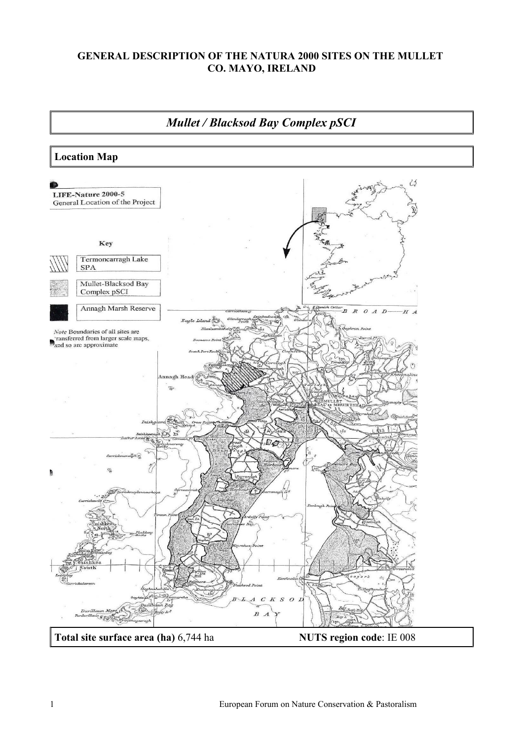# GENERAL DESCRIPTION OF THE NATURA 2000 SITES ON THE MULLET CO. MAYO, IRELAND

## *Mullet / Blacksod Bay Complex pSCI*

### Location Map

**Total site surface area (ha)** 6,744 ha

**NUTS region code**: IE 008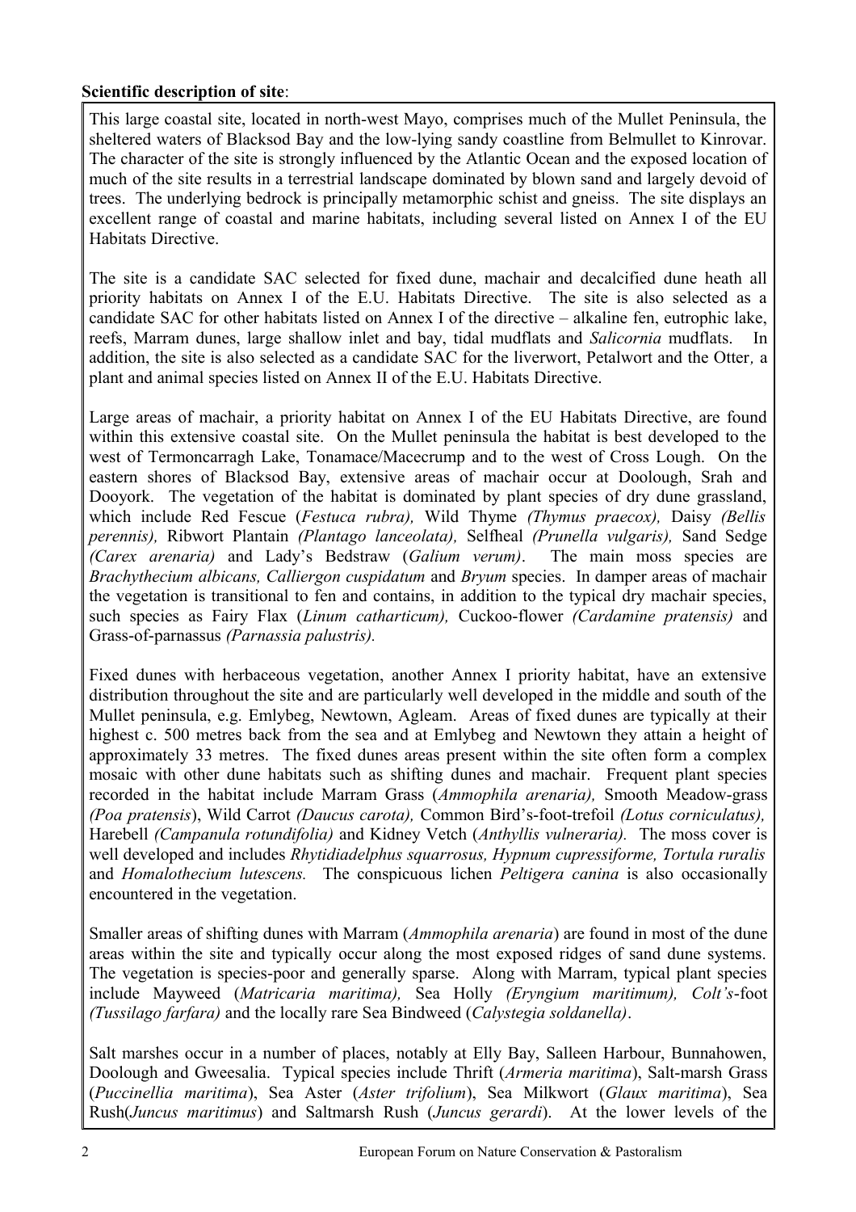**Scientific description of site**:

This large coastal site, located in north-west Mayo, comprises much of the Mullet Peninsula, the sheltered waters of Blacksod Bay and the low-lying sandy coastline from Belmullet to Kinrovar. The character of the site is strongly influenced by the Atlantic Ocean and the exposed location of much of the site results in a terrestrial landscape dominated by blown sand and largely devoid of trees. The underlying bedrock is principally metamorphic schist and gneiss. The site displays an excellent range of coastal and marine habitats, including several listed on Annex I of the EU Habitats Directive.

The site is a candidate SAC selected for fixed dune, machair and decalcified dune heath all priority habitats on Annex I of the E.U. Habitats Directive. The site is also selected as a candidate SAC for other habitats listed on Annex I of the directive – alkaline fen, eutrophic lake, reefs, Marram dunes, large shallow inlet and bay, tidal mudflats and *Salicornia* mudflats. In addition, the site is also selected as a candidate SAC for the liverwort, Petalwort and the Otter, a plant and animal species listed on Annex II of the E.U. Habitats Directive.

Large areas of machair, a priority habitat on Annex I of the EU Habitats Directive, are found within this extensive coastal site. On the Mullet peninsula the habitat is best developed to the west of Termoncarragh Lake, Tonamace/Macecrump and to the west of Cross Lough. On the eastern shores of Blacksod Bay, extensive areas of machair occur at Doolough, Srah and Dooyork. The vegetation of the habitat is dominated by plant species of dry dune grassland, which include Red Fescue (*Festuca rubra),* Wild Thyme *(Thymus praecox),* Daisy *(Bellis perennis),* Ribwort Plantain *(Plantago lanceolata),* Selfheal *(Prunella vulgaris),* Sand Sedge *(Carex arenaria)* and Lady's Bedstraw (*Galium verum)*. The main moss species are *Brachythecium albicans, Calliergon cuspidatum* and *Bryum* species. In damper areas of machair the vegetation is transitional to fen and contains, in addition to the typical dry machair species, such species as Fairy Flax (*Linum catharticum),* Cuckoo-flower *(Cardamine pratensis)* and Grass-of-parnassus *(Parnassia palustris).*

Fixed dunes with herbaceous vegetation, another Annex I priority habitat, have an extensive distribution throughout the site and are particularly well developed in the middle and south of the Mullet peninsula, e.g. Emlybeg, Newtown, Agleam. Areas of fixed dunes are typically at their highest c. 500 metres back from the sea and at Emlybeg and Newtown they attain a height of approximately 33 metres. The fixed dunes areas present within the site often form a complex mosaic with other dune habitats such as shifting dunes and machair. Frequent plant species recorded in the habitat include Marram Grass (*Ammophila arenaria),* Smooth Meadow-grass *(Poa pratensis*), Wild Carrot *(Daucus carota),* Common Bird's-foot-trefoil *(Lotus corniculatus),* Harebell *(Campanula rotundifolia)* and Kidney Vetch (*Anthyllis vulneraria).* The moss cover is well developed and includes *Rhytidiadelphus squarrosus, Hypnum cupressiforme, Tortula ruralis* and *Homalothecium lutescens.* The conspicuous lichen *Peltigera canina* is also occasionally encountered in the vegetation.

Smaller areas of shifting dunes with Marram (*Ammophila arenaria*) are found in most of the dune areas within the site and typically occur along the most exposed ridges of sand dune systems. The vegetation is species-poor and generally sparse. Along with Marram, typical plant species include Mayweed (*Matricaria maritima),* Sea Holly *(Eryngium maritimum), Colt's*-foot *(Tussilago farfara)* and the locally rare Sea Bindweed (*Calystegia soldanella)*.

Salt marshes occur in a number of places, notably at Elly Bay, Salleen Harbour, Bunnahowen, Doolough and Gweesalia. Typical species include Thrift (*Armeria maritima*), Salt-marsh Grass (*Puccinellia maritima*), Sea Aster (*Aster trifolium*), Sea Milkwort (*Glaux maritima*), Sea Rush(*Juncus maritimus*) and Saltmarsh Rush (*Juncus gerardi*). At the lower levels of the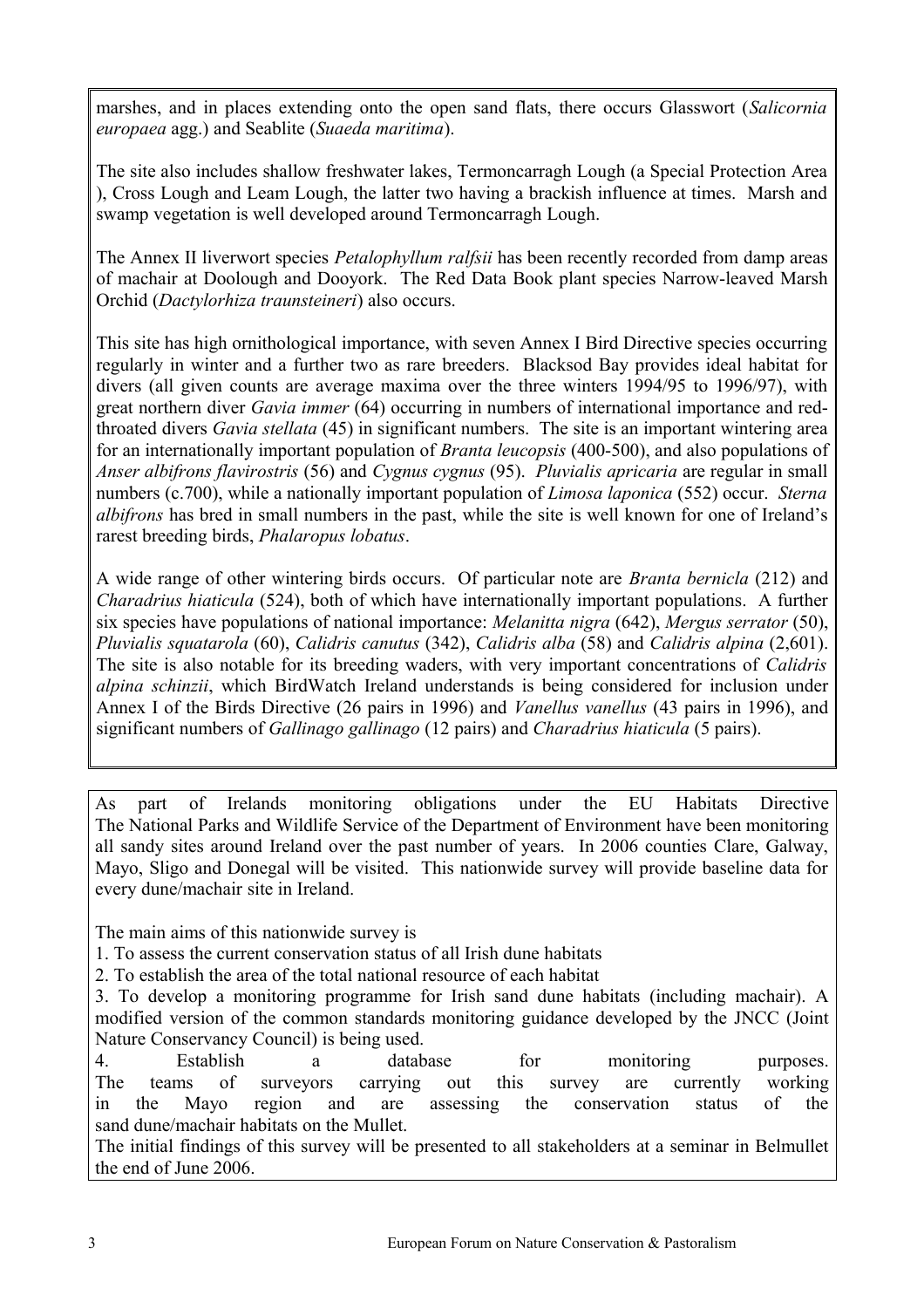marshes, and in places extending onto the open sand flats, there occurs Glasswort (*Salicornia europaea* agg.) and Seablite (*Suaeda maritima*).

The site also includes shallow freshwater lakes, Termoncarragh Lough (a Special Protection Area ), Cross Lough and Leam Lough, the latter two having a brackish influence at times. Marsh and swamp vegetation is well developed around Termoncarragh Lough.

The Annex II liverwort species *Petalophyllum ralfsii* has been recently recorded from damp areas of machair at Doolough and Dooyork. The Red Data Book plant species Narrow-leaved Marsh Orchid (*Dactylorhiza traunsteineri*) also occurs.

This site has high ornithological importance, with seven Annex I Bird Directive species occurring regularly in winter and a further two as rare breeders. Blacksod Bay provides ideal habitat for divers (all given counts are average maxima over the three winters 1994/95 to 1996/97), with great northern diver *Gavia immer* (64) occurring in numbers of international importance and red-throated divers *Gavia stellata* (45) in significant numbers. The site is an important wintering area for an internationally important population of *Branta leucopsis* (400-500), and also populations of *Anser albifrons flavirostris* (56) and *Cygnus cygnus* (95). *Pluvialis apricaria* are regular in small numbers (c.700), while a nationally important population of *Limosa laponica* (552) occur. *Sterna albifrons* has bred in small numbers in the past, while the site is well known for one of Ireland's rarest breeding birds, *Phalaropus lobatus*.

A wide range of other wintering birds occurs. Of particular note are *Branta bernicla* (212) and *Charadrius hiaticula* (524), both of which have internationally important populations. A further six species have populations of national importance: *Melanitta nigra* (642), *Mergus serrator* (50), *Pluvialis squatarola* (60), *Calidris canutus* (342), *Calidris alba* (58) and *Calidris alpina* (2,601). The site is also notable for its breeding waders, with very important concentrations of *Calidris alpina schinzii*, which BirdWatch Ireland understands is being considered for inclusion under Annex I of the Birds Directive (26 pairs in 1996) and *Vanellus vanellus* (43 pairs in 1996), and significant numbers of *Gallinago gallinago* (12 pairs) and *Charadrius hiaticula* (5 pairs).

As part of Irelands monitoring obligations under the EU Habitats Directive The National Parks and Wildlife Service of the Department of Environment have been monitoring all sandy sites around Ireland over the past number of years. In 2006 counties Clare, Galway, Mayo, Sligo and Donegal will be visited. This nationwide survey will provide baseline data for every dune/machair site in Ireland.

The main aims of this nationwide survey is

1. To assess the current conservation status of all Irish dune habitats
2. To establish the area of the total national resource of each habitat
3. To develop a monitoring programme for Irish sand dune habitats (including machair). A modified version of the common standards monitoring guidance developed by the JNCC (Joint Nature Conservancy Council) is being used.
4. Establish a database for monitoring purposes.

The teams of surveyors carrying out this survey are currently working in the Mayo region and are assessing the conservation status of the sand dune/machair habitats on the Mullet.

The initial findings of this survey will be presented to all stakeholders at a seminar in Belmullet the end of June 2006.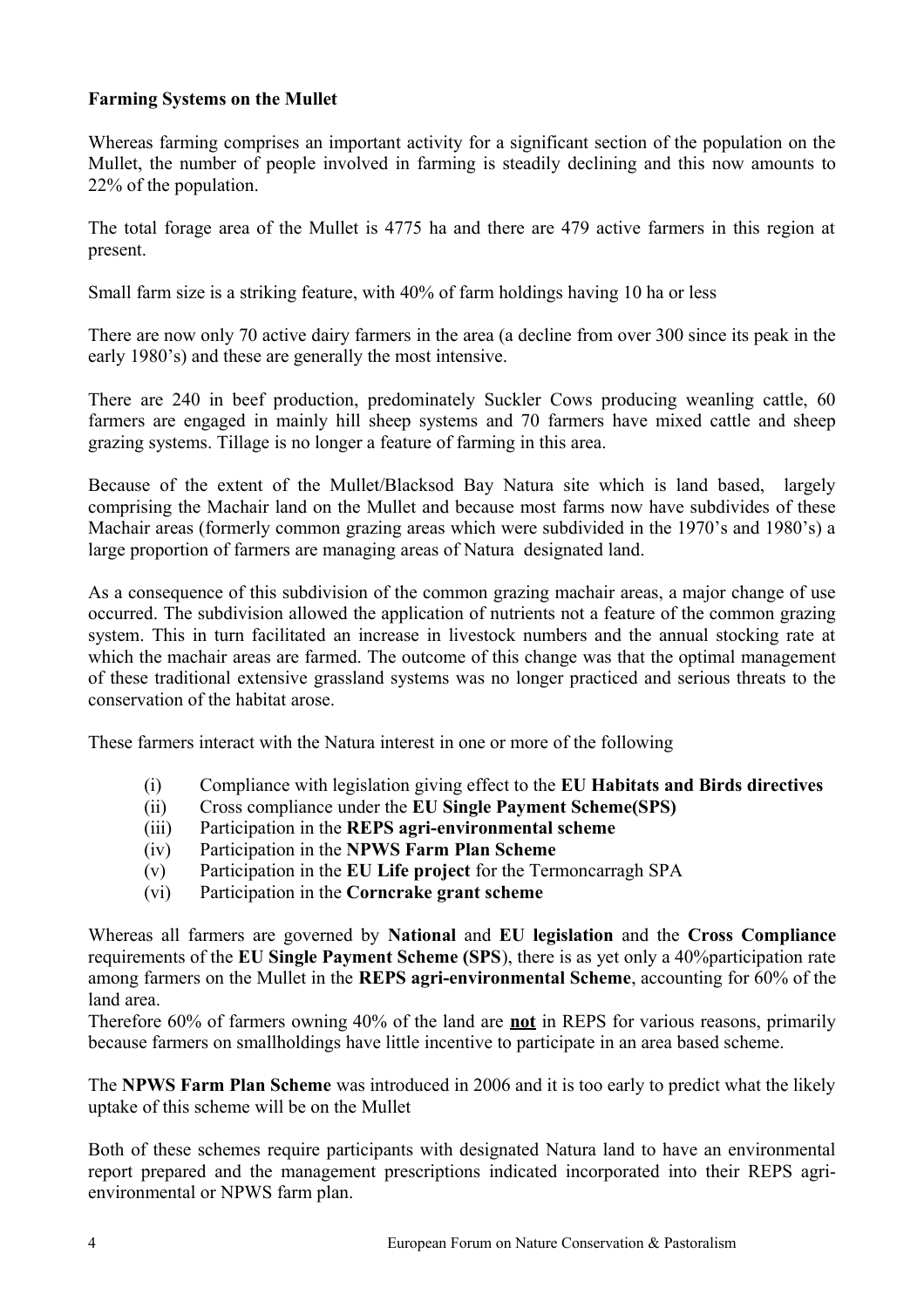**Farming Systems on the Mullet**

Whereas farming comprises an important activity for a significant section of the population on the Mullet, the number of people involved in farming is steadily declining and this now amounts to 22% of the population.

The total forage area of the Mullet is 4775 ha and there are 479 active farmers in this region at present.

Small farm size is a striking feature, with 40% of farm holdings having 10 ha or less

There are now only 70 active dairy farmers in the area (a decline from over 300 since its peak in the early 1980's) and these are generally the most intensive.

There are 240 in beef production, predominately Suckler Cows producing weanling cattle, 60 farmers are engaged in mainly hill sheep systems and 70 farmers have mixed cattle and sheep grazing systems. Tillage is no longer a feature of farming in this area.

Because of the extent of the Mullet/Blacksod Bay Natura site which is land based, largely comprising the Machair land on the Mullet and because most farms now have subdivides of these Machair areas (formerly common grazing areas which were subdivided in the 1970's and 1980's) a large proportion of farmers are managing areas of Natura designated land.

As a consequence of this subdivision of the common grazing machair areas, a major change of use occurred. The subdivision allowed the application of nutrients not a feature of the common grazing system. This in turn facilitated an increase in livestock numbers and the annual stocking rate at which the machair areas are farmed. The outcome of this change was that the optimal management of these traditional extensive grassland systems was no longer practiced and serious threats to the conservation of the habitat arose.

These farmers interact with the Natura interest in one or more of the following

(i) Compliance with legislation giving effect to the **EU Habitats and Birds directives**
(ii) Cross compliance under the **EU Single Payment Scheme(SPS)**
(iii) Participation in the **REPS agri-environmental scheme**
(iv) Participation in the **NPWS Farm Plan Scheme**
(v) Participation in the **EU Life project** for the Termoncarragh SPA
(vi) Participation in the **Corncrake grant scheme**

Whereas all farmers are governed by **National** and **EU legislation** and the **Cross Compliance** requirements of the **EU Single Payment Scheme (SPS)**, there is as yet only a 40%participation rate among farmers on the Mullet in the **REPS agri-environmental Scheme**, accounting for 60% of the land area.
Therefore 60% of farmers owning 40% of the land are **not** in REPS for various reasons, primarily because farmers on smallholdings have little incentive to participate in an area based scheme.

The **NPWS Farm Plan Scheme** was introduced in 2006 and it is too early to predict what the likely uptake of this scheme will be on the Mullet

Both of these schemes require participants with designated Natura land to have an environmental report prepared and the management prescriptions indicated incorporated into their REPS agri-environmental or NPWS farm plan.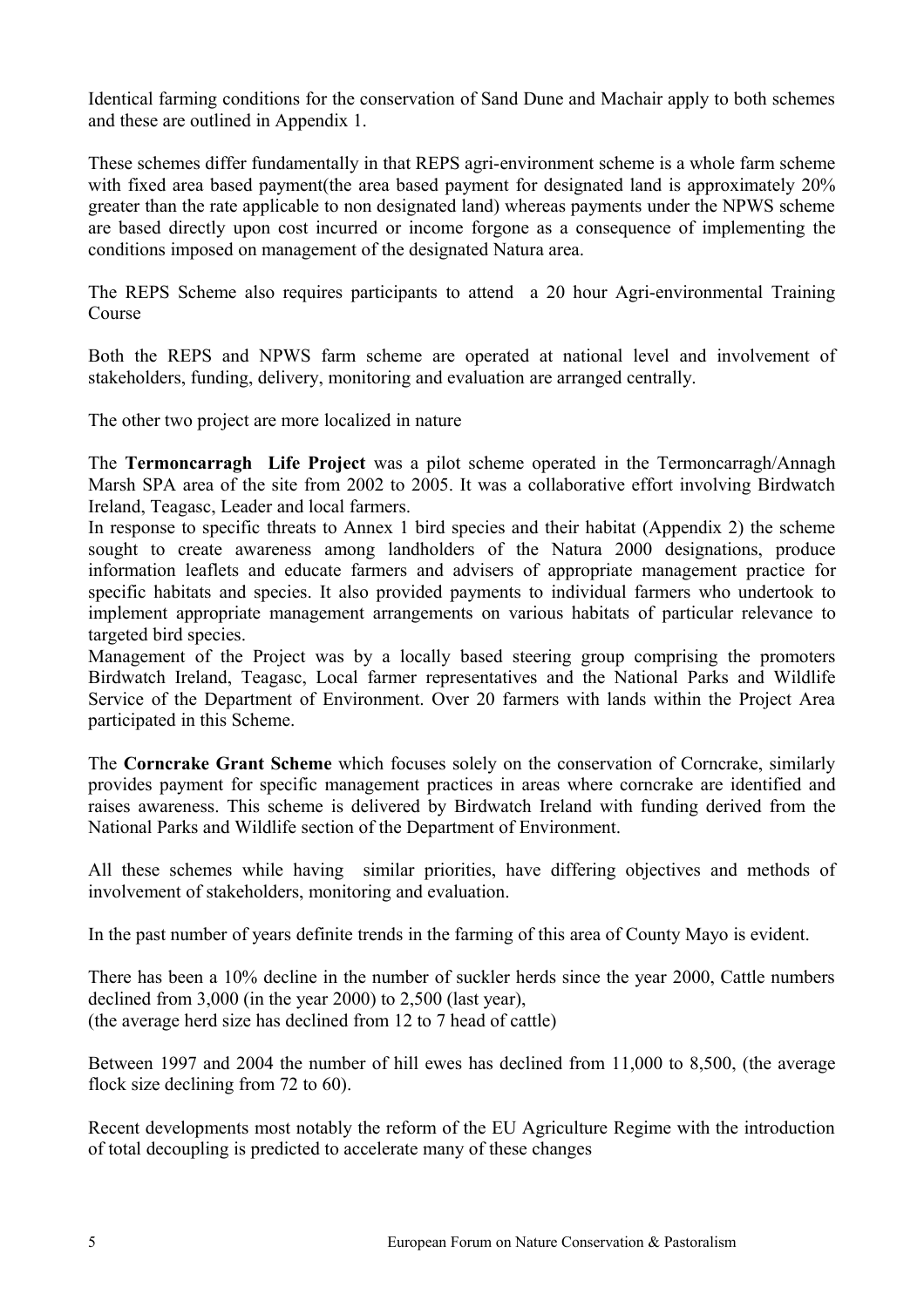Identical farming conditions for the conservation of Sand Dune and Machair apply to both schemes and these are outlined in Appendix 1.

These schemes differ fundamentally in that REPS agri-environment scheme is a whole farm scheme with fixed area based payment(the area based payment for designated land is approximately 20% greater than the rate applicable to non designated land) whereas payments under the NPWS scheme are based directly upon cost incurred or income forgone as a consequence of implementing the conditions imposed on management of the designated Natura area.

The REPS Scheme also requires participants to attend a 20 hour Agri-environmental Training Course

Both the REPS and NPWS farm scheme are operated at national level and involvement of stakeholders, funding, delivery, monitoring and evaluation are arranged centrally.

The other two project are more localized in nature

The **Termoncarragh Life Project** was a pilot scheme operated in the Termoncarragh/Annagh Marsh SPA area of the site from 2002 to 2005. It was a collaborative effort involving Birdwatch Ireland, Teagasc, Leader and local farmers.
In response to specific threats to Annex 1 bird species and their habitat (Appendix 2) the scheme sought to create awareness among landholders of the Natura 2000 designations, produce information leaflets and educate farmers and advisers of appropriate management practice for specific habitats and species. It also provided payments to individual farmers who undertook to implement appropriate management arrangements on various habitats of particular relevance to targeted bird species.
Management of the Project was by a locally based steering group comprising the promoters Birdwatch Ireland, Teagasc, Local farmer representatives and the National Parks and Wildlife Service of the Department of Environment. Over 20 farmers with lands within the Project Area participated in this Scheme.

The **Corncrake Grant Scheme** which focuses solely on the conservation of Corncrake, similarly provides payment for specific management practices in areas where corncrake are identified and raises awareness. This scheme is delivered by Birdwatch Ireland with funding derived from the National Parks and Wildlife section of the Department of Environment.

All these schemes while having similar priorities, have differing objectives and methods of involvement of stakeholders, monitoring and evaluation.

In the past number of years definite trends in the farming of this area of County Mayo is evident.

There has been a 10% decline in the number of suckler herds since the year 2000, Cattle numbers declined from 3,000 (in the year 2000) to 2,500 (last year),
(the average herd size has declined from 12 to 7 head of cattle)

Between 1997 and 2004 the number of hill ewes has declined from 11,000 to 8,500, (the average flock size declining from 72 to 60).

Recent developments most notably the reform of the EU Agriculture Regime with the introduction of total decoupling is predicted to accelerate many of these changes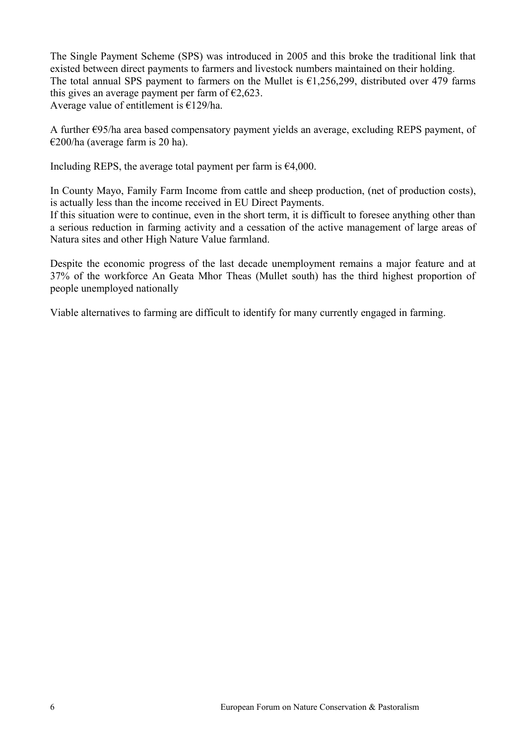The Single Payment Scheme (SPS) was introduced in 2005 and this broke the traditional link that existed between direct payments to farmers and livestock numbers maintained on their holding.
The total annual SPS payment to farmers on the Mullet is €1,256,299, distributed over 479 farms this gives an average payment per farm of €2,623.
Average value of entitlement is €129/ha.

A further €95/ha area based compensatory payment yields an average, excluding REPS payment, of €200/ha (average farm is 20 ha).

Including REPS, the average total payment per farm is €4,000.

In County Mayo, Family Farm Income from cattle and sheep production, (net of production costs), is actually less than the income received in EU Direct Payments.
If this situation were to continue, even in the short term, it is difficult to foresee anything other than a serious reduction in farming activity and a cessation of the active management of large areas of Natura sites and other High Nature Value farmland.

Despite the economic progress of the last decade unemployment remains a major feature and at 37% of the workforce An Geata Mhor Theas (Mullet south) has the third highest proportion of people unemployed nationally

Viable alternatives to farming are difficult to identify for many currently engaged in farming.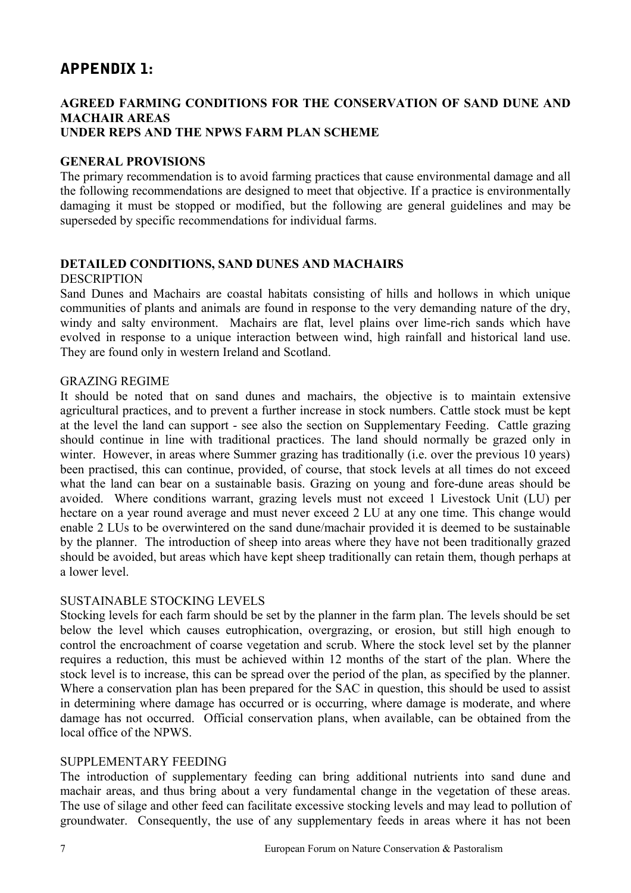# APPENDIX 1:

## AGREED FARMING CONDITIONS FOR THE CONSERVATION OF SAND DUNE AND MACHAIR AREAS UNDER REPS AND THE NPWS FARM PLAN SCHEME

### GENERAL PROVISIONS

The primary recommendation is to avoid farming practices that cause environmental damage and all the following recommendations are designed to meet that objective. If a practice is environmentally damaging it must be stopped or modified, but the following are general guidelines and may be superseded by specific recommendations for individual farms.

### DETAILED CONDITIONS, SAND DUNES AND MACHAIRS

DESCRIPTION

Sand Dunes and Machairs are coastal habitats consisting of hills and hollows in which unique communities of plants and animals are found in response to the very demanding nature of the dry, windy and salty environment. Machairs are flat, level plains over lime-rich sands which have evolved in response to a unique interaction between wind, high rainfall and historical land use. They are found only in western Ireland and Scotland.

GRAZING REGIME

It should be noted that on sand dunes and machairs, the objective is to maintain extensive agricultural practices, and to prevent a further increase in stock numbers. Cattle stock must be kept at the level the land can support - see also the section on Supplementary Feeding. Cattle grazing should continue in line with traditional practices. The land should normally be grazed only in winter. However, in areas where Summer grazing has traditionally (i.e. over the previous 10 years) been practised, this can continue, provided, of course, that stock levels at all times do not exceed what the land can bear on a sustainable basis. Grazing on young and fore-dune areas should be avoided. Where conditions warrant, grazing levels must not exceed 1 Livestock Unit (LU) per hectare on a year round average and must never exceed 2 LU at any one time. This change would enable 2 LUs to be overwintered on the sand dune/machair provided it is deemed to be sustainable by the planner. The introduction of sheep into areas where they have not been traditionally grazed should be avoided, but areas which have kept sheep traditionally can retain them, though perhaps at a lower level.

SUSTAINABLE STOCKING LEVELS

Stocking levels for each farm should be set by the planner in the farm plan. The levels should be set below the level which causes eutrophication, overgrazing, or erosion, but still high enough to control the encroachment of coarse vegetation and scrub. Where the stock level set by the planner requires a reduction, this must be achieved within 12 months of the start of the plan. Where the stock level is to increase, this can be spread over the period of the plan, as specified by the planner. Where a conservation plan has been prepared for the SAC in question, this should be used to assist in determining where damage has occurred or is occurring, where damage is moderate, and where damage has not occurred. Official conservation plans, when available, can be obtained from the local office of the NPWS.

SUPPLEMENTARY FEEDING

The introduction of supplementary feeding can bring additional nutrients into sand dune and machair areas, and thus bring about a very fundamental change in the vegetation of these areas. The use of silage and other feed can facilitate excessive stocking levels and may lead to pollution of groundwater. Consequently, the use of any supplementary feeds in areas where it has not been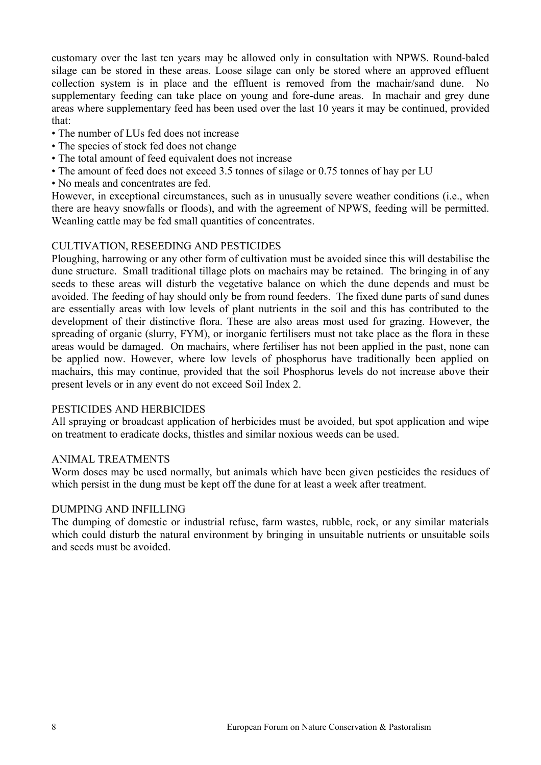customary over the last ten years may be allowed only in consultation with NPWS. Round-baled silage can be stored in these areas. Loose silage can only be stored where an approved effluent collection system is in place and the effluent is removed from the machair/sand dune. No supplementary feeding can take place on young and fore-dune areas. In machair and grey dune areas where supplementary feed has been used over the last 10 years it may be continued, provided that:

- The number of LUs fed does not increase
- The species of stock fed does not change
- The total amount of feed equivalent does not increase
- The amount of feed does not exceed 3.5 tonnes of silage or 0.75 tonnes of hay per LU
- No meals and concentrates are fed.

However, in exceptional circumstances, such as in unusually severe weather conditions (i.e., when there are heavy snowfalls or floods), and with the agreement of NPWS, feeding will be permitted. Weanling cattle may be fed small quantities of concentrates.

## CULTIVATION, RESEEDING AND PESTICIDES

Ploughing, harrowing or any other form of cultivation must be avoided since this will destabilise the dune structure. Small traditional tillage plots on machairs may be retained. The bringing in of any seeds to these areas will disturb the vegetative balance on which the dune depends and must be avoided. The feeding of hay should only be from round feeders. The fixed dune parts of sand dunes are essentially areas with low levels of plant nutrients in the soil and this has contributed to the development of their distinctive flora. These are also areas most used for grazing. However, the spreading of organic (slurry, FYM), or inorganic fertilisers must not take place as the flora in these areas would be damaged. On machairs, where fertiliser has not been applied in the past, none can be applied now. However, where low levels of phosphorus have traditionally been applied on machairs, this may continue, provided that the soil Phosphorus levels do not increase above their present levels or in any event do not exceed Soil Index 2.

## PESTICIDES AND HERBICIDES

All spraying or broadcast application of herbicides must be avoided, but spot application and wipe on treatment to eradicate docks, thistles and similar noxious weeds can be used.

## ANIMAL TREATMENTS

Worm doses may be used normally, but animals which have been given pesticides the residues of which persist in the dung must be kept off the dune for at least a week after treatment.

## DUMPING AND INFILLING

The dumping of domestic or industrial refuse, farm wastes, rubble, rock, or any similar materials which could disturb the natural environment by bringing in unsuitable nutrients or unsuitable soils and seeds must be avoided.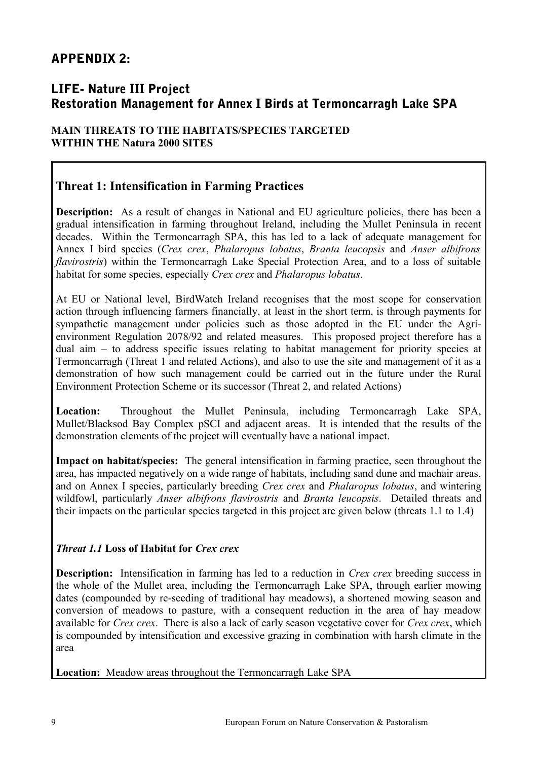# APPENDIX 2:

## LIFE- Nature III Project
## Restoration Management for Annex I Birds at Termoncarragh Lake SPA

**MAIN THREATS TO THE HABITATS/SPECIES TARGETED WITHIN THE Natura 2000 SITES**

### Threat 1: Intensification in Farming Practices

**Description:** As a result of changes in National and EU agriculture policies, there has been a gradual intensification in farming throughout Ireland, including the Mullet Peninsula in recent decades. Within the Termoncarragh SPA, this has led to a lack of adequate management for Annex I bird species (*Crex crex*, *Phalaropus lobatus*, *Branta leucopsis* and *Anser albifrons flavirostris*) within the Termoncarragh Lake Special Protection Area, and to a loss of suitable habitat for some species, especially *Crex crex* and *Phalaropus lobatus*.

At EU or National level, BirdWatch Ireland recognises that the most scope for conservation action through influencing farmers financially, at least in the short term, is through payments for sympathetic management under policies such as those adopted in the EU under the Agri-environment Regulation 2078/92 and related measures. This proposed project therefore has a dual aim – to address specific issues relating to habitat management for priority species at Termoncarragh (Threat 1 and related Actions), and also to use the site and management of it as a demonstration of how such management could be carried out in the future under the Rural Environment Protection Scheme or its successor (Threat 2, and related Actions)

**Location:** Throughout the Mullet Peninsula, including Termoncarragh Lake SPA, Mullet/Blacksod Bay Complex pSCI and adjacent areas. It is intended that the results of the demonstration elements of the project will eventually have a national impact.

**Impact on habitat/species:** The general intensification in farming practice, seen throughout the area, has impacted negatively on a wide range of habitats, including sand dune and machair areas, and on Annex I species, particularly breeding *Crex crex* and *Phalaropus lobatus*, and wintering wildfowl, particularly *Anser albifrons flavirostris* and *Branta leucopsis*. Detailed threats and their impacts on the particular species targeted in this project are given below (threats 1.1 to 1.4)

#### *Threat 1.1* Loss of Habitat for *Crex crex*

**Description:** Intensification in farming has led to a reduction in *Crex crex* breeding success in the whole of the Mullet area, including the Termoncarragh Lake SPA, through earlier mowing dates (compounded by re-seeding of traditional hay meadows), a shortened mowing season and conversion of meadows to pasture, with a consequent reduction in the area of hay meadow available for *Crex crex*. There is also a lack of early season vegetative cover for *Crex crex*, which is compounded by intensification and excessive grazing in combination with harsh climate in the area

**Location:** Meadow areas throughout the Termoncarragh Lake SPA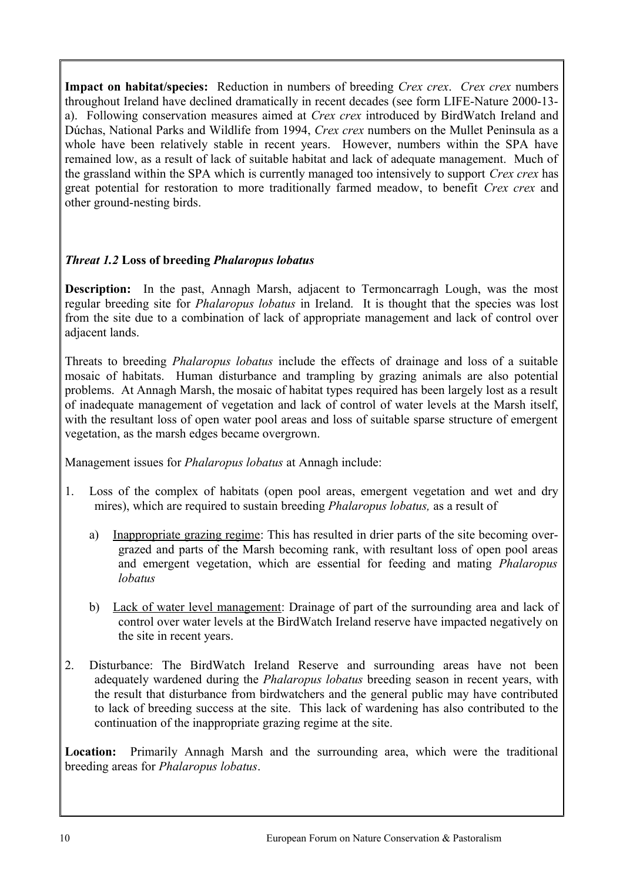**Impact on habitat/species:** Reduction in numbers of breeding *Crex crex*. *Crex crex* numbers throughout Ireland have declined dramatically in recent decades (see form LIFE-Nature 2000-13-a). Following conservation measures aimed at *Crex crex* introduced by BirdWatch Ireland and Dúchas, National Parks and Wildlife from 1994, *Crex crex* numbers on the Mullet Peninsula as a whole have been relatively stable in recent years. However, numbers within the SPA have remained low, as a result of lack of suitable habitat and lack of adequate management. Much of the grassland within the SPA which is currently managed too intensively to support *Crex crex* has great potential for restoration to more traditionally farmed meadow, to benefit *Crex crex* and other ground-nesting birds.

***Threat 1.2*** **Loss of breeding *Phalaropus lobatus***

**Description:** In the past, Annagh Marsh, adjacent to Termoncarragh Lough, was the most regular breeding site for *Phalaropus lobatus* in Ireland. It is thought that the species was lost from the site due to a combination of lack of appropriate management and lack of control over adjacent lands.

Threats to breeding *Phalaropus lobatus* include the effects of drainage and loss of a suitable mosaic of habitats. Human disturbance and trampling by grazing animals are also potential problems. At Annagh Marsh, the mosaic of habitat types required has been largely lost as a result of inadequate management of vegetation and lack of control of water levels at the Marsh itself, with the resultant loss of open water pool areas and loss of suitable sparse structure of emergent vegetation, as the marsh edges became overgrown.

Management issues for *Phalaropus lobatus* at Annagh include:

1. Loss of the complex of habitats (open pool areas, emergent vegetation and wet and dry mires), which are required to sustain breeding *Phalaropus lobatus,* as a result of

   a) <u>Inappropriate grazing regime</u>: This has resulted in drier parts of the site becoming over-grazed and parts of the Marsh becoming rank, with resultant loss of open pool areas and emergent vegetation, which are essential for feeding and mating *Phalaropus lobatus*

   b) <u>Lack of water level management</u>: Drainage of part of the surrounding area and lack of control over water levels at the BirdWatch Ireland reserve have impacted negatively on the site in recent years.

2. Disturbance: The BirdWatch Ireland Reserve and surrounding areas have not been adequately wardened during the *Phalaropus lobatus* breeding season in recent years, with the result that disturbance from birdwatchers and the general public may have contributed to lack of breeding success at the site. This lack of wardening has also contributed to the continuation of the inappropriate grazing regime at the site.

**Location:** Primarily Annagh Marsh and the surrounding area, which were the traditional breeding areas for *Phalaropus lobatus*.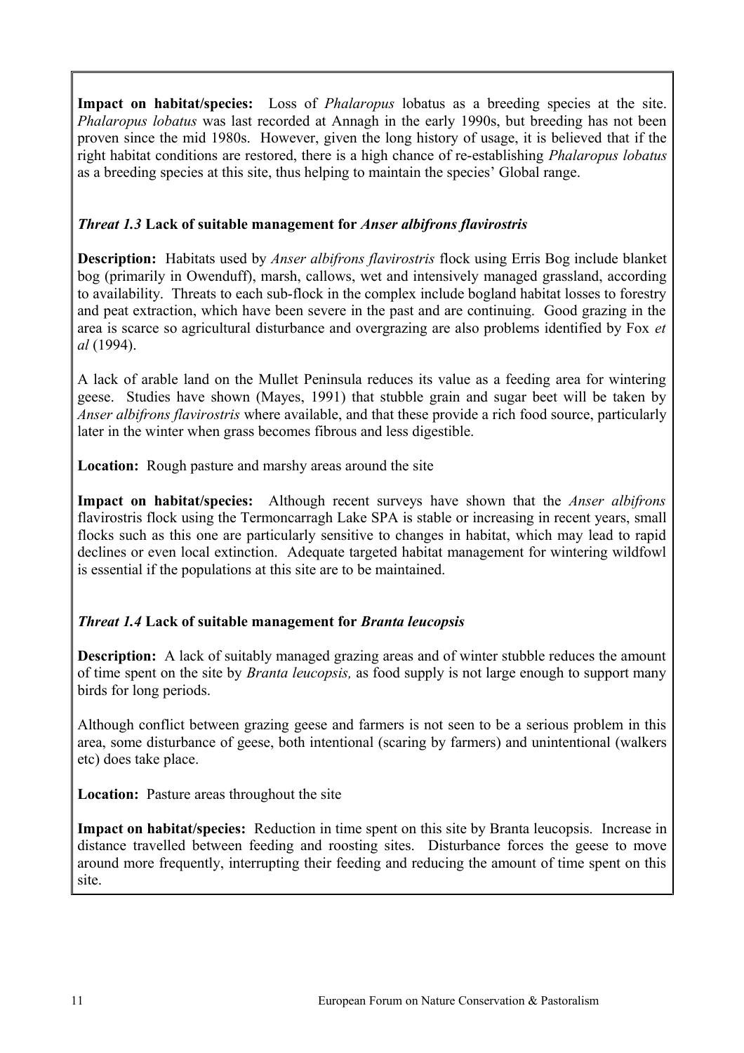**Impact on habitat/species:** Loss of *Phalaropus* lobatus as a breeding species at the site. *Phalaropus lobatus* was last recorded at Annagh in the early 1990s, but breeding has not been proven since the mid 1980s. However, given the long history of usage, it is believed that if the right habitat conditions are restored, there is a high chance of re-establishing *Phalaropus lobatus* as a breeding species at this site, thus helping to maintain the species' Global range.

### *Threat 1.3* **Lack of suitable management for *Anser albifrons flavirostris***

**Description:** Habitats used by *Anser albifrons flavirostris* flock using Erris Bog include blanket bog (primarily in Owenduff), marsh, callows, wet and intensively managed grassland, according to availability. Threats to each sub-flock in the complex include bogland habitat losses to forestry and peat extraction, which have been severe in the past and are continuing. Good grazing in the area is scarce so agricultural disturbance and overgrazing are also problems identified by Fox *et al* (1994).

A lack of arable land on the Mullet Peninsula reduces its value as a feeding area for wintering geese. Studies have shown (Mayes, 1991) that stubble grain and sugar beet will be taken by *Anser albifrons flavirostris* where available, and that these provide a rich food source, particularly later in the winter when grass becomes fibrous and less digestible.

**Location:** Rough pasture and marshy areas around the site

**Impact on habitat/species:** Although recent surveys have shown that the *Anser albifrons* flavirostris flock using the Termoncarragh Lake SPA is stable or increasing in recent years, small flocks such as this one are particularly sensitive to changes in habitat, which may lead to rapid declines or even local extinction. Adequate targeted habitat management for wintering wildfowl is essential if the populations at this site are to be maintained.

### *Threat 1.4* **Lack of suitable management for *Branta leucopsis***

**Description:** A lack of suitably managed grazing areas and of winter stubble reduces the amount of time spent on the site by *Branta leucopsis,* as food supply is not large enough to support many birds for long periods.

Although conflict between grazing geese and farmers is not seen to be a serious problem in this area, some disturbance of geese, both intentional (scaring by farmers) and unintentional (walkers etc) does take place.

**Location:** Pasture areas throughout the site

**Impact on habitat/species:** Reduction in time spent on this site by Branta leucopsis. Increase in distance travelled between feeding and roosting sites. Disturbance forces the geese to move around more frequently, interrupting their feeding and reducing the amount of time spent on this site.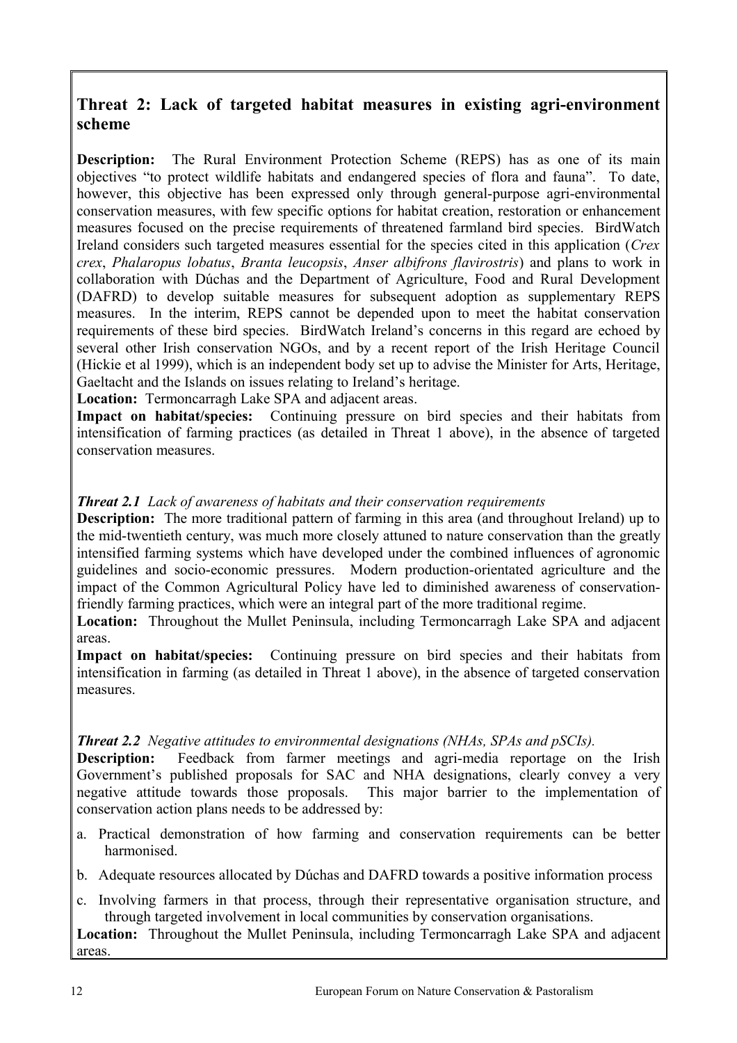## Threat 2: Lack of targeted habitat measures in existing agri-environment scheme

**Description:** The Rural Environment Protection Scheme (REPS) has as one of its main objectives "to protect wildlife habitats and endangered species of flora and fauna". To date, however, this objective has been expressed only through general-purpose agri-environmental conservation measures, with few specific options for habitat creation, restoration or enhancement measures focused on the precise requirements of threatened farmland bird species. BirdWatch Ireland considers such targeted measures essential for the species cited in this application (*Crex crex*, *Phalaropus lobatus*, *Branta leucopsis*, *Anser albifrons flavirostris*) and plans to work in collaboration with Dúchas and the Department of Agriculture, Food and Rural Development (DAFRD) to develop suitable measures for subsequent adoption as supplementary REPS measures. In the interim, REPS cannot be depended upon to meet the habitat conservation requirements of these bird species. BirdWatch Ireland's concerns in this regard are echoed by several other Irish conservation NGOs, and by a recent report of the Irish Heritage Council (Hickie et al 1999), which is an independent body set up to advise the Minister for Arts, Heritage, Gaeltacht and the Islands on issues relating to Ireland's heritage.
**Location:** Termoncarragh Lake SPA and adjacent areas.
**Impact on habitat/species:** Continuing pressure on bird species and their habitats from intensification of farming practices (as detailed in Threat 1 above), in the absence of targeted conservation measures.

***Threat 2.1*** *Lack of awareness of habitats and their conservation requirements*
**Description:** The more traditional pattern of farming in this area (and throughout Ireland) up to the mid-twentieth century, was much more closely attuned to nature conservation than the greatly intensified farming systems which have developed under the combined influences of agronomic guidelines and socio-economic pressures. Modern production-orientated agriculture and the impact of the Common Agricultural Policy have led to diminished awareness of conservation-friendly farming practices, which were an integral part of the more traditional regime.
**Location:** Throughout the Mullet Peninsula, including Termoncarragh Lake SPA and adjacent areas.
**Impact on habitat/species:** Continuing pressure on bird species and their habitats from intensification in farming (as detailed in Threat 1 above), in the absence of targeted conservation measures.

***Threat 2.2*** *Negative attitudes to environmental designations (NHAs, SPAs and pSCIs).*
**Description:** Feedback from farmer meetings and agri-media reportage on the Irish Government's published proposals for SAC and NHA designations, clearly convey a very negative attitude towards those proposals. This major barrier to the implementation of conservation action plans needs to be addressed by:

a. Practical demonstration of how farming and conservation requirements can be better harmonised.
b. Adequate resources allocated by Dúchas and DAFRD towards a positive information process
c. Involving farmers in that process, through their representative organisation structure, and through targeted involvement in local communities by conservation organisations.

**Location:** Throughout the Mullet Peninsula, including Termoncarragh Lake SPA and adjacent areas.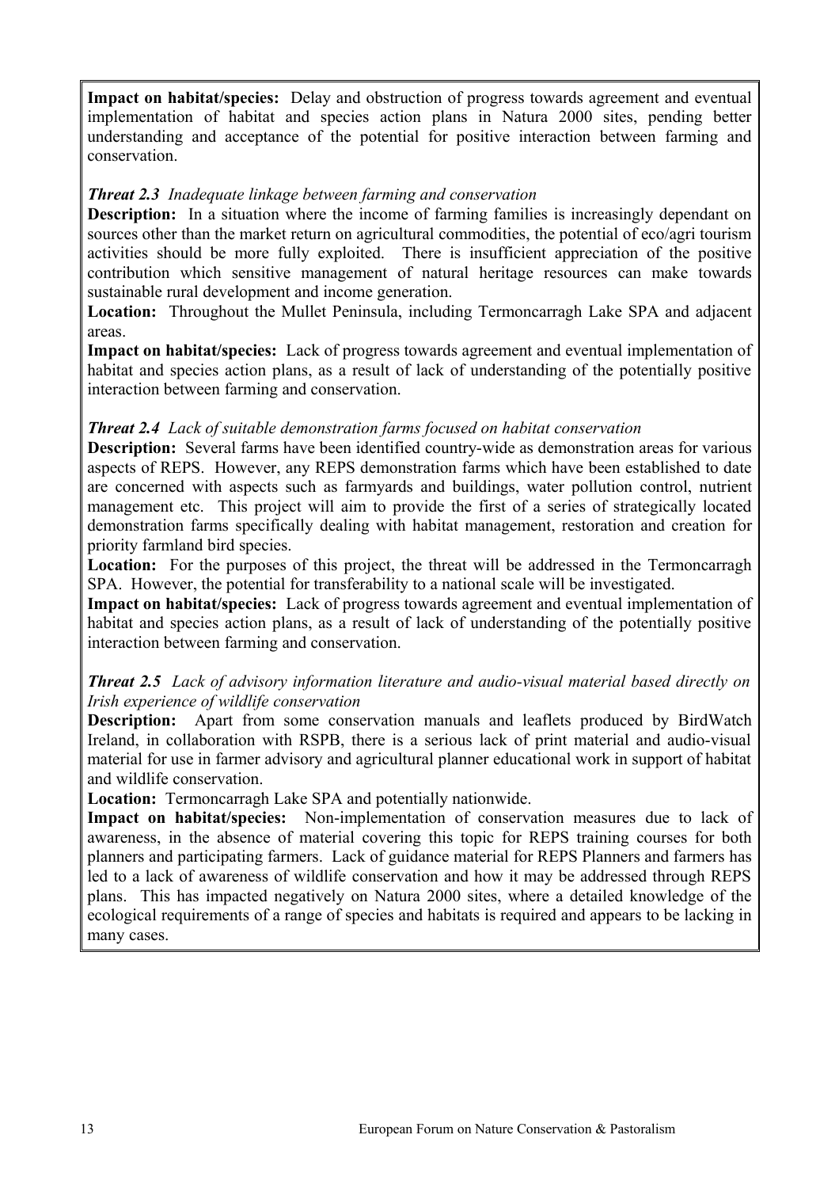**Impact on habitat/species:** Delay and obstruction of progress towards agreement and eventual implementation of habitat and species action plans in Natura 2000 sites, pending better understanding and acceptance of the potential for positive interaction between farming and conservation.

***Threat 2.3*** *Inadequate linkage between farming and conservation*

**Description:** In a situation where the income of farming families is increasingly dependant on sources other than the market return on agricultural commodities, the potential of eco/agri tourism activities should be more fully exploited. There is insufficient appreciation of the positive contribution which sensitive management of natural heritage resources can make towards sustainable rural development and income generation.

**Location:** Throughout the Mullet Peninsula, including Termoncarragh Lake SPA and adjacent areas.

**Impact on habitat/species:** Lack of progress towards agreement and eventual implementation of habitat and species action plans, as a result of lack of understanding of the potentially positive interaction between farming and conservation.

***Threat 2.4*** *Lack of suitable demonstration farms focused on habitat conservation*

**Description:** Several farms have been identified country-wide as demonstration areas for various aspects of REPS. However, any REPS demonstration farms which have been established to date are concerned with aspects such as farmyards and buildings, water pollution control, nutrient management etc. This project will aim to provide the first of a series of strategically located demonstration farms specifically dealing with habitat management, restoration and creation for priority farmland bird species.

**Location:** For the purposes of this project, the threat will be addressed in the Termoncarragh SPA. However, the potential for transferability to a national scale will be investigated.

**Impact on habitat/species:** Lack of progress towards agreement and eventual implementation of habitat and species action plans, as a result of lack of understanding of the potentially positive interaction between farming and conservation.

***Threat 2.5*** *Lack of advisory information literature and audio-visual material based directly on Irish experience of wildlife conservation*

**Description:** Apart from some conservation manuals and leaflets produced by BirdWatch Ireland, in collaboration with RSPB, there is a serious lack of print material and audio-visual material for use in farmer advisory and agricultural planner educational work in support of habitat and wildlife conservation.

**Location:** Termoncarragh Lake SPA and potentially nationwide.

**Impact on habitat/species:** Non-implementation of conservation measures due to lack of awareness, in the absence of material covering this topic for REPS training courses for both planners and participating farmers. Lack of guidance material for REPS Planners and farmers has led to a lack of awareness of wildlife conservation and how it may be addressed through REPS plans. This has impacted negatively on Natura 2000 sites, where a detailed knowledge of the ecological requirements of a range of species and habitats is required and appears to be lacking in many cases.